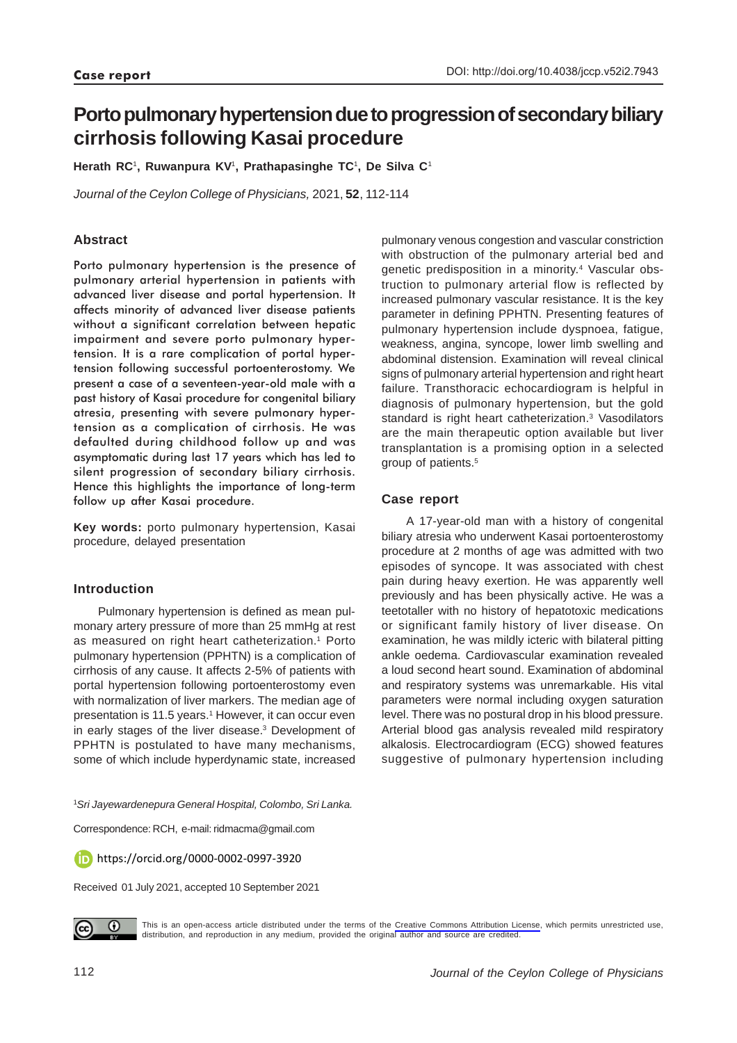**Case report**

DOI: http://doi.org/10.4038/jccp.v52i2.7943

# Porto pulmonary hypertension due to progression of secondary biliary cirrhosis following Kasai procedure

**Herath RC[1], Ruwanpura KV[1], Prathapasinghe TC[1], De Silva C[1]**

*Journal of the Ceylon College of Physicians,* 2021, **52**, 112-114

## Abstract

Porto pulmonary hypertension is the presence of pulmonary arterial hypertension in patients with advanced liver disease and portal hypertension. It affects minority of advanced liver disease patients without a significant correlation between hepatic impairment and severe porto pulmonary hypertension. It is a rare complication of portal hypertension following successful portoenterostomy. We present a case of a seventeen-year-old male with a past history of Kasai procedure for congenital biliary atresia, presenting with severe pulmonary hypertension as a complication of cirrhosis. He was defaulted during childhood follow up and was asymptomatic during last 17 years which has led to silent progression of secondary biliary cirrhosis. Hence this highlights the importance of long-term follow up after Kasai procedure.

**Key words:** porto pulmonary hypertension, Kasai procedure, delayed presentation

## Introduction

Pulmonary hypertension is defined as mean pulmonary artery pressure of more than 25 mmHg at rest as measured on right heart catheterization.[1] Porto pulmonary hypertension (PPHTN) is a complication of cirrhosis of any cause. It affects 2-5% of patients with portal hypertension following portoenterostomy even with normalization of liver markers. The median age of presentation is 11.5 years.[1] However, it can occur even in early stages of the liver disease.[3] Development of PPHTN is postulated to have many mechanisms, some of which include hyperdynamic state, increased pulmonary venous congestion and vascular constriction with obstruction of the pulmonary arterial bed and genetic predisposition in a minority.[4] Vascular obstruction to pulmonary arterial flow is reflected by increased pulmonary vascular resistance. It is the key parameter in defining PPHTN. Presenting features of pulmonary hypertension include dyspnoea, fatigue, weakness, angina, syncope, lower limb swelling and abdominal distension. Examination will reveal clinical signs of pulmonary arterial hypertension and right heart failure. Transthoracic echocardiogram is helpful in diagnosis of pulmonary hypertension, but the gold standard is right heart catheterization.[3] Vasodilators are the main therapeutic option available but liver transplantation is a promising option in a selected group of patients.[5]

## Case report

A 17-year-old man with a history of congenital biliary atresia who underwent Kasai portoenterostomy procedure at 2 months of age was admitted with two episodes of syncope. It was associated with chest pain during heavy exertion. He was apparently well previously and has been physically active. He was a teetotaller with no history of hepatotoxic medications or significant family history of liver disease. On examination, he was mildly icteric with bilateral pitting ankle oedema. Cardiovascular examination revealed a loud second heart sound. Examination of abdominal and respiratory systems was unremarkable. His vital parameters were normal including oxygen saturation level. There was no postural drop in his blood pressure. Arterial blood gas analysis revealed mild respiratory alkalosis. Electrocardiogram (ECG) showed features suggestive of pulmonary hypertension including

[1]*Sri Jayewardenepura General Hospital, Colombo, Sri Lanka.*

Correspondence: RCH, e-mail: ridmacma@gmail.com

https://orcid.org/0000-0002-0997-3920

Received 01 July 2021, accepted 10 September 2021

This is an open-access article distributed under the terms of the Creative Commons Attribution License, which permits unrestricted use, distribution, and reproduction in any medium, provided the original author and source are credited.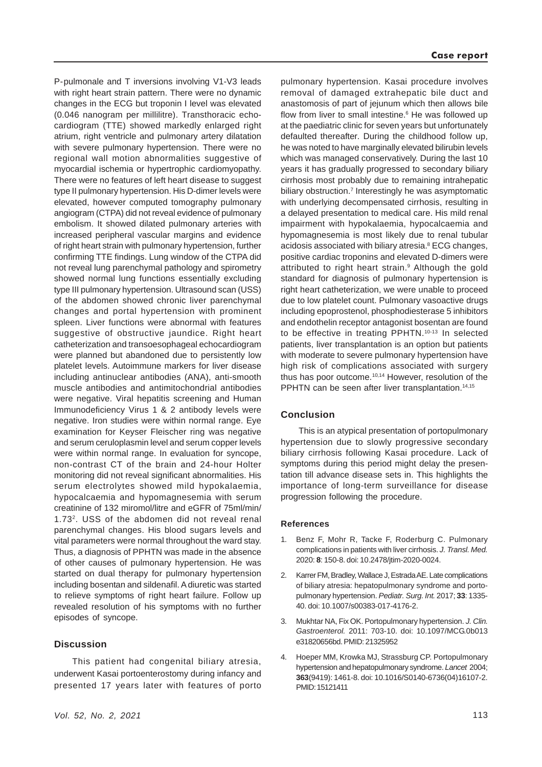P-pulmonale and T inversions involving V1-V3 leads with right heart strain pattern. There were no dynamic changes in the ECG but troponin I level was elevated (0.046 nanogram per millilitre). Transthoracic echocardiogram (TTE) showed markedly enlarged right atrium, right ventricle and pulmonary artery dilatation with severe pulmonary hypertension. There were no regional wall motion abnormalities suggestive of myocardial ischemia or hypertrophic cardiomyopathy. There were no features of left heart disease to suggest type II pulmonary hypertension. His D-dimer levels were elevated, however computed tomography pulmonary angiogram (CTPA) did not reveal evidence of pulmonary embolism. It showed dilated pulmonary arteries with increased peripheral vascular margins and evidence of right heart strain with pulmonary hypertension, further confirming TTE findings. Lung window of the CTPA did not reveal lung parenchymal pathology and spirometry showed normal lung functions essentially excluding type III pulmonary hypertension. Ultrasound scan (USS) of the abdomen showed chronic liver parenchymal changes and portal hypertension with prominent spleen. Liver functions were abnormal with features suggestive of obstructive jaundice. Right heart catheterization and transoesophageal echocardiogram were planned but abandoned due to persistently low platelet levels. Autoimmune markers for liver disease including antinuclear antibodies (ANA), anti-smooth muscle antibodies and antimitochondrial antibodies were negative. Viral hepatitis screening and Human Immunodeficiency Virus 1 & 2 antibody levels were negative. Iron studies were within normal range. Eye examination for Keyser Fleischer ring was negative and serum ceruloplasmin level and serum copper levels were within normal range. In evaluation for syncope, non-contrast CT of the brain and 24-hour Holter monitoring did not reveal significant abnormalities. His serum electrolytes showed mild hypokalaemia, hypocalcaemia and hypomagnesemia with serum creatinine of 132 miromol/litre and eGFR of 75ml/min/ $1.73^2$. USS of the abdomen did not reveal renal parenchymal changes. His blood sugars levels and vital parameters were normal throughout the ward stay. Thus, a diagnosis of PPHTN was made in the absence of other causes of pulmonary hypertension. He was started on dual therapy for pulmonary hypertension including bosentan and sildenafil. A diuretic was started to relieve symptoms of right heart failure. Follow up revealed resolution of his symptoms with no further episodes of syncope.

## Discussion

This patient had congenital biliary atresia, underwent Kasai portoenterostomy during infancy and presented 17 years later with features of porto pulmonary hypertension. Kasai procedure involves removal of damaged extrahepatic bile duct and anastomosis of part of jejunum which then allows bile flow from liver to small intestine.[6] He was followed up at the paediatric clinic for seven years but unfortunately defaulted thereafter. During the childhood follow up, he was noted to have marginally elevated bilirubin levels which was managed conservatively. During the last 10 years it has gradually progressed to secondary biliary cirrhosis most probably due to remaining intrahepatic biliary obstruction.[7] Interestingly he was asymptomatic with underlying decompensated cirrhosis, resulting in a delayed presentation to medical care. His mild renal impairment with hypokalaemia, hypocalcaemia and hypomagnesemia is most likely due to renal tubular acidosis associated with biliary atresia.[8] ECG changes, positive cardiac troponins and elevated D-dimers were attributed to right heart strain.[9] Although the gold standard for diagnosis of pulmonary hypertension is right heart catheterization, we were unable to proceed due to low platelet count. Pulmonary vasoactive drugs including epoprostenol, phosphodiesterase 5 inhibitors and endothelin receptor antagonist bosentan are found to be effective in treating PPHTN.[10-13] In selected patients, liver transplantation is an option but patients with moderate to severe pulmonary hypertension have high risk of complications associated with surgery thus has poor outcome.[10,14] However, resolution of the PPHTN can be seen after liver transplantation.[14,15]

## Conclusion

This is an atypical presentation of portopulmonary hypertension due to slowly progressive secondary biliary cirrhosis following Kasai procedure. Lack of symptoms during this period might delay the presentation till advance disease sets in. This highlights the importance of long-term surveillance for disease progression following the procedure.

### References

1. Benz F, Mohr R, Tacke F, Roderburg C. Pulmonary complications in patients with liver cirrhosis. *J. Transl. Med.* 2020: **8**: 150-8. doi: 10.2478/jtim-2020-0024.
2. Karrer FM, Bradley, Wallace J, Estrada AE. Late complications of biliary atresia: hepatopulmonary syndrome and portopulmonary hypertension. *Pediatr. Surg. Int.* 2017; **33**: 1335-40. doi: 10.1007/s00383-017-4176-2.
3. Mukhtar NA, Fix OK. Portopulmonary hypertension. *J. Clin. Gastroenterol.* 2011: 703-10. doi: 10.1097/MCG.0b013e31820656bd. PMID: 21325952
4. Hoeper MM, Krowka MJ, Strassburg CP. Portopulmonary hypertension and hepatopulmonary syndrome. *Lancet* 2004; **363**(9419): 1461-8. doi: 10.1016/S0140-6736(04)16107-2. PMID: 15121411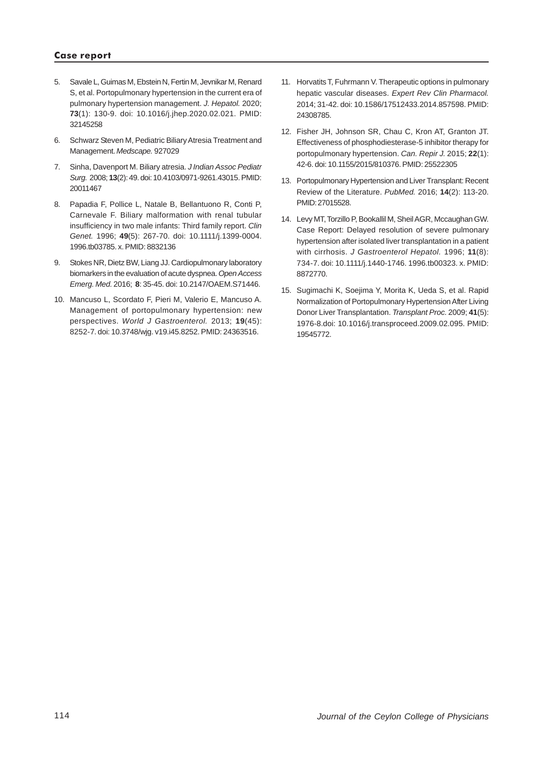5. Savale L, Guimas M, Ebstein N, Fertin M, Jevnikar M, Renard S, et al. Portopulmonary hypertension in the current era of pulmonary hypertension management. *J. Hepatol.* 2020; **73**(1): 130-9. doi: 10.1016/j.jhep.2020.02.021. PMID: 32145258

6. Schwarz Steven M, Pediatric Biliary Atresia Treatment and Management. *Medscape.* 927029

7. Sinha, Davenport M. Biliary atresia. *J Indian Assoc Pediatr Surg.* 2008; **13**(2): 49. doi: 10.4103/0971-9261.43015. PMID: 20011467

8. Papadia F, Pollice L, Natale B, Bellantuono R, Conti P, Carnevale F. Biliary malformation with renal tubular insufficiency in two male infants: Third family report. *Clin Genet.* 1996; **49**(5): 267-70. doi: 10.1111/j.1399-0004. 1996.tb03785. x. PMID: 8832136

9. Stokes NR, Dietz BW, Liang JJ. Cardiopulmonary laboratory biomarkers in the evaluation of acute dyspnea. *Open Access Emerg. Med.* 2016; **8**: 35-45. doi: 10.2147/OAEM.S71446.

10. Mancuso L, Scordato F, Pieri M, Valerio E, Mancuso A. Management of portopulmonary hypertension: new perspectives. *World J Gastroenterol.* 2013; **19**(45): 8252-7. doi: 10.3748/wjg. v19.i45.8252. PMID: 24363516.

11. Horvatits T, Fuhrmann V. Therapeutic options in pulmonary hepatic vascular diseases. *Expert Rev Clin Pharmacol.* 2014; 31-42. doi: 10.1586/17512433.2014.857598. PMID: 24308785.

12. Fisher JH, Johnson SR, Chau C, Kron AT, Granton JT. Effectiveness of phosphodiesterase-5 inhibitor therapy for portopulmonary hypertension. *Can. Repir J.* 2015; **22**(1): 42-6. doi: 10.1155/2015/810376. PMID: 25522305

13. Portopulmonary Hypertension and Liver Transplant: Recent Review of the Literature. *PubMed.* 2016; **14**(2): 113-20. PMID: 27015528.

14. Levy MT, Torzillo P, Bookallil M, Sheil AGR, Mccaughan GW. Case Report: Delayed resolution of severe pulmonary hypertension after isolated liver transplantation in a patient with cirrhosis. *J Gastroenterol Hepatol.* 1996; **11**(8): 734-7. doi: 10.1111/j.1440-1746. 1996.tb00323. x. PMID: 8872770.

15. Sugimachi K, Soejima Y, Morita K, Ueda S, et al. Rapid Normalization of Portopulmonary Hypertension After Living Donor Liver Transplantation. *Transplant Proc.* 2009; **41**(5): 1976-8.doi: 10.1016/j.transproceed.2009.02.095. PMID: 19545772.